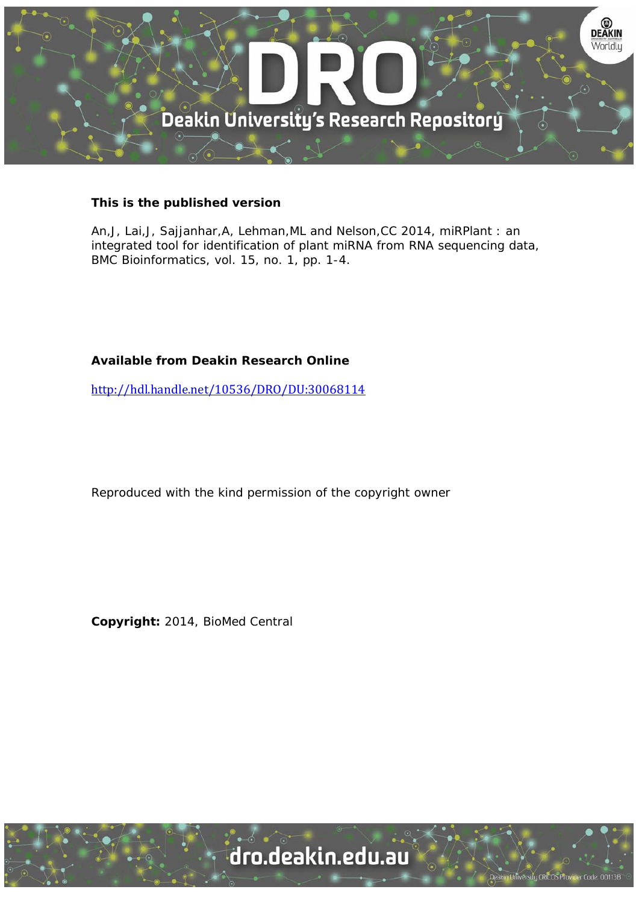**This is the published version**

An,J, Lai,J, Sajjanhar,A, Lehman,ML and Nelson,CC 2014, miRPlant : an integrated tool for identification of plant miRNA from RNA sequencing data, BMC Bioinformatics, vol. 15, no. 1, pp. 1-4.

**Available from Deakin Research Online**

http://hdl.handle.net/10536/DRO/DU:30068114

Reproduced with the kind permission of the copyright owner

**Copyright:** 2014, BioMed Central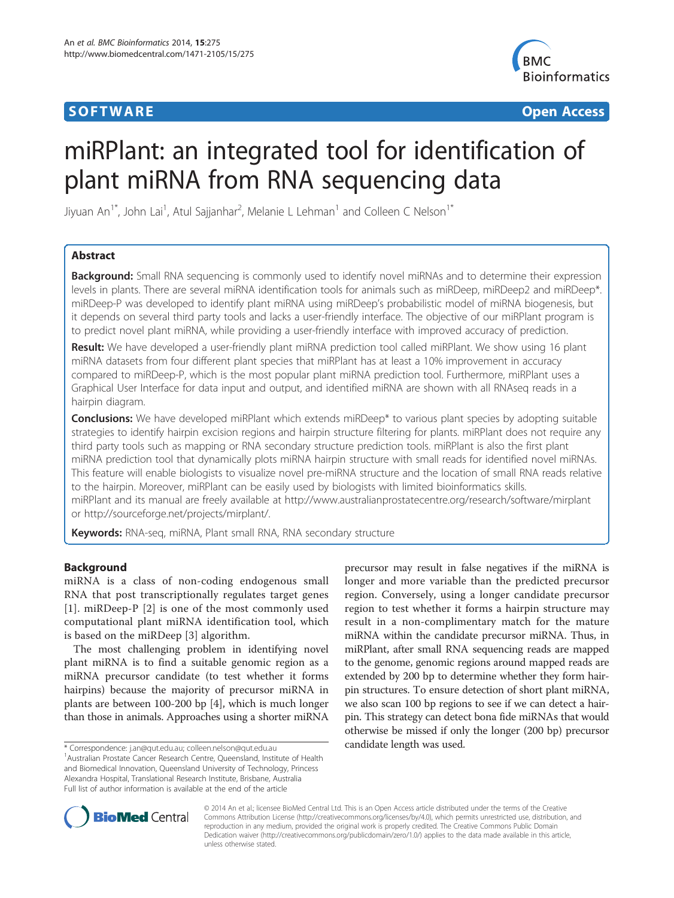# miRPlant: an integrated tool for identification of plant miRNA from RNA sequencing data

Jiyuan An[1*], John Lai[1], Atul Sajjanhar[2], Melanie L Lehman[1] and Colleen C Nelson[1*]

## Abstract

**Background:** Small RNA sequencing is commonly used to identify novel miRNAs and to determine their expression levels in plants. There are several miRNA identification tools for animals such as miRDeep, miRDeep2 and miRDeep*. miRDeep-P was developed to identify plant miRNA using miRDeep's probabilistic model of miRNA biogenesis, but it depends on several third party tools and lacks a user-friendly interface. The objective of our miRPlant program is to predict novel plant miRNA, while providing a user-friendly interface with improved accuracy of prediction.

**Result:** We have developed a user-friendly plant miRNA prediction tool called miRPlant. We show using 16 plant miRNA datasets from four different plant species that miRPlant has at least a 10% improvement in accuracy compared to miRDeep-P, which is the most popular plant miRNA prediction tool. Furthermore, miRPlant uses a Graphical User Interface for data input and output, and identified miRNA are shown with all RNAseq reads in a hairpin diagram.

**Conclusions:** We have developed miRPlant which extends miRDeep* to various plant species by adopting suitable strategies to identify hairpin excision regions and hairpin structure filtering for plants. miRPlant does not require any third party tools such as mapping or RNA secondary structure prediction tools. miRPlant is also the first plant miRNA prediction tool that dynamically plots miRNA hairpin structure with small reads for identified novel miRNAs. This feature will enable biologists to visualize novel pre-miRNA structure and the location of small RNA reads relative to the hairpin. Moreover, miRPlant can be easily used by biologists with limited bioinformatics skills.

miRPlant and its manual are freely available at http://www.australianprostatecentre.org/research/software/mirplant or http://sourceforge.net/projects/mirplant/.

**Keywords:** RNA-seq, miRNA, Plant small RNA, RNA secondary structure

## Background

miRNA is a class of non-coding endogenous small RNA that post transcriptionally regulates target genes [1]. miRDeep-P [2] is one of the most commonly used computational plant miRNA identification tool, which is based on the miRDeep [3] algorithm.

The most challenging problem in identifying novel plant miRNA is to find a suitable genomic region as a miRNA precursor candidate (to test whether it forms hairpins) because the majority of precursor miRNA in plants are between 100-200 bp [4], which is much longer than those in animals. Approaches using a shorter miRNA precursor may result in false negatives if the miRNA is longer and more variable than the predicted precursor region. Conversely, using a longer candidate precursor region to test whether it forms a hairpin structure may result in a non-complimentary match for the mature miRNA within the candidate precursor miRNA. Thus, in miRPlant, after small RNA sequencing reads are mapped to the genome, genomic regions around mapped reads are extended by 200 bp to determine whether they form hairpin structures. To ensure detection of short plant miRNA, we also scan 100 bp regions to see if we can detect a hairpin. This strategy can detect bona fide miRNAs that would otherwise be missed if only the longer (200 bp) precursor candidate length was used.

\* Correspondence: j.an@qut.edu.au; colleen.nelson@qut.edu.au
[1]Australian Prostate Cancer Research Centre, Queensland, Institute of Health and Biomedical Innovation, Queensland University of Technology, Princess Alexandra Hospital, Translational Research Institute, Brisbane, Australia
Full list of author information is available at the end of the article

© 2014 An et al.; licensee BioMed Central Ltd. This is an Open Access article distributed under the terms of the Creative Commons Attribution License (http://creativecommons.org/licenses/by/4.0), which permits unrestricted use, distribution, and reproduction in any medium, provided the original work is properly credited. The Creative Commons Public Domain Dedication waiver (http://creativecommons.org/publicdomain/zero/1.0/) applies to the data made available in this article, unless otherwise stated.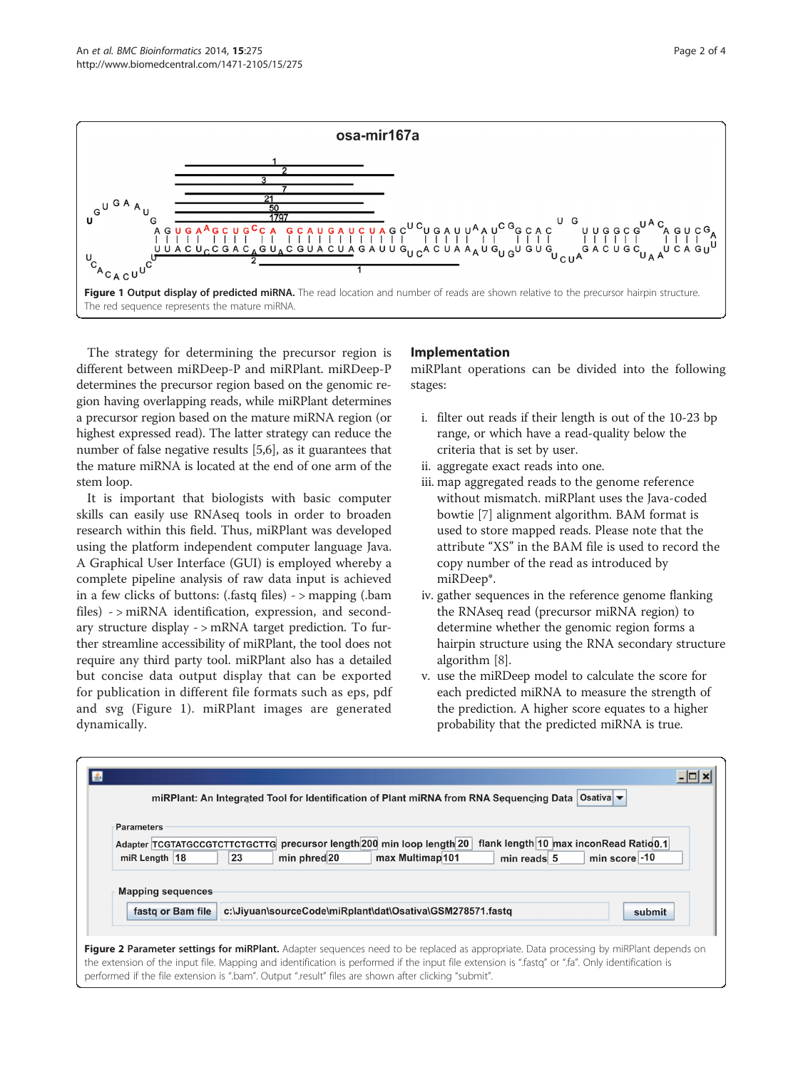**Figure 1 Output display of predicted miRNA.** The read location and number of reads are shown relative to the precursor hairpin structure. The red sequence represents the mature miRNA.

The strategy for determining the precursor region is different between miRDeep-P and miRPlant. miRDeep-P determines the precursor region based on the genomic region having overlapping reads, while miRPlant determines a precursor region based on the mature miRNA region (or highest expressed read). The latter strategy can reduce the number of false negative results [5,6], as it guarantees that the mature miRNA is located at the end of one arm of the stem loop.

It is important that biologists with basic computer skills can easily use RNAseq tools in order to broaden research within this field. Thus, miRPlant was developed using the platform independent computer language Java. A Graphical User Interface (GUI) is employed whereby a complete pipeline analysis of raw data input is achieved in a few clicks of buttons: (.fastq files) - > mapping (.bam files) - > miRNA identification, expression, and secondary structure display - > mRNA target prediction. To further streamline accessibility of miRPlant, the tool does not require any third party tool. miRPlant also has a detailed but concise data output display that can be exported for publication in different file formats such as eps, pdf and svg (Figure 1). miRPlant images are generated dynamically.

## Implementation

miRPlant operations can be divided into the following stages:

i. filter out reads if their length is out of the 10-23 bp range, or which have a read-quality below the criteria that is set by user.
ii. aggregate exact reads into one.
iii. map aggregated reads to the genome reference without mismatch. miRPlant uses the Java-coded bowtie [7] alignment algorithm. BAM format is used to store mapped reads. Please note that the attribute "XS" in the BAM file is used to record the copy number of the read as introduced by miRDeep*.
iv. gather sequences in the reference genome flanking the RNAseq read (precursor miRNA region) to determine whether the genomic region forms a hairpin structure using the RNA secondary structure algorithm [8].
v. use the miRDeep model to calculate the score for each predicted miRNA to measure the strength of the prediction. A higher score equates to a higher probability that the predicted miRNA is true.

**Figure 2 Parameter settings for miRPlant.** Adapter sequences need to be replaced as appropriate. Data processing by miRPlant depends on the extension of the input file. Mapping and identification is performed if the input file extension is ".fastq" or ".fa". Only identification is performed if the file extension is ".bam". Output ".result" files are shown after clicking "submit".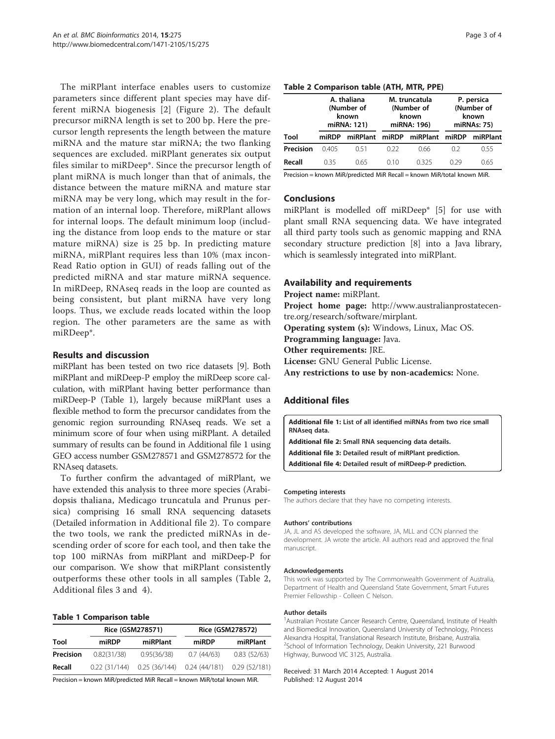The miRPlant interface enables users to customize parameters since different plant species may have different miRNA biogenesis [2] (Figure 2). The default precursor miRNA length is set to 200 bp. Here the precursor length represents the length between the mature miRNA and the mature star miRNA; the two flanking sequences are excluded. miRPlant generates six output files similar to miRDeep*. Since the precursor length of plant miRNA is much longer than that of animals, the distance between the mature miRNA and mature star miRNA may be very long, which may result in the formation of an internal loop. Therefore, miRPlant allows for internal loops. The default minimum loop (including the distance from loop ends to the mature or star mature miRNA) size is 25 bp. In predicting mature miRNA, miRPlant requires less than 10% (max inconRead Ratio option in GUI) of reads falling out of the predicted miRNA and star mature miRNA sequence. In miRDeep, RNAseq reads in the loop are counted as being consistent, but plant miRNA have very long loops. Thus, we exclude reads located within the loop region. The other parameters are the same as with miRDeep*.

## Results and discussion

miRPlant has been tested on two rice datasets [9]. Both miRPlant and miRDeep-P employ the miRDeep score calculation, with miRPlant having better performance than miRDeep-P (Table 1), largely because miRPlant uses a flexible method to form the precursor candidates from the genomic region surrounding RNAseq reads. We set a minimum score of four when using miRPlant. A detailed summary of results can be found in Additional file 1 using GEO access number GSM278571 and GSM278572 for the RNAseq datasets.

To further confirm the advantaged of miRPlant, we have extended this analysis to three more species (Arabidopsis thaliana, Medicago truncatula and Prunus persica) comprising 16 small RNA sequencing datasets (Detailed information in Additional file 2). To compare the two tools, we rank the predicted miRNAs in descending order of score for each tool, and then take the top 100 miRNAs from miRPlant and miRDeep-P for our comparison. We show that miRPlant consistently outperforms these other tools in all samples (Table 2, Additional files 3 and 4).

**Table 1 Comparison table**

| | Rice (GSM278571) | | Rice (GSM278572) | |
|---|---|---|---|---|
| **Tool** | **miRDP** | **miRPlant** | **miRDP** | **miRPlant** |
| **Precision** | 0.82(31/38) | 0.95(36/38) | 0.7 (44/63) | 0.83 (52/63) |
| **Recall** | 0.22 (31/144) | 0.25 (36/144) | 0.24 (44/181) | 0.29 (52/181) |

Precision = known MiR/predicted MiR Recall = known MiR/total known MiR.

**Table 2 Comparison table (ATH, MTR, PPE)**

| | A. thaliana (Number of known miRNA: 121) | | M. truncatula (Number of known miRNA: 196) | | P. persica (Number of known miRNAs: 75) | |
|---|---|---|---|---|---|---|
| **Tool** | **miRDP** | **miRPlant** | **miRDP** | **miRPlant** | **miRDP** | **miRPlant** |
| **Precision** | 0.405 | 0.51 | 0.22 | 0.66 | 0.2 | 0.55 |
| **Recall** | 0.35 | 0.65 | 0.10 | 0.325 | 0.29 | 0.65 |

Precision = known MiR/predicted MiR Recall = known MiR/total known MiR.

## Conclusions

miRPlant is modelled off miRDeep* [5] for use with plant small RNA sequencing data. We have integrated all third party tools such as genomic mapping and RNA secondary structure prediction [8] into a Java library, which is seamlessly integrated into miRPlant.

## Availability and requirements

**Project name:** miRPlant.

**Project home page:** http://www.australianprostatecentre.org/research/software/mirplant.

**Operating system (s):** Windows, Linux, Mac OS.

**Programming language:** Java.

**Other requirements:** JRE.

**License:** GNU General Public License.

**Any restrictions to use by non-academics:** None.

## Additional files

**Additional file 1: List of all identified miRNAs from two rice small RNAseq data.**

**Additional file 2: Small RNA sequencing data details.**

**Additional file 3: Detailed result of miRPlant prediction.**

**Additional file 4: Detailed result of miRDeep-P prediction.**

#### Competing interests

The authors declare that they have no competing interests.

#### Authors' contributions

JA, JL and AS developed the software, JA, MLL and CCN planned the development. JA wrote the article. All authors read and approved the final manuscript.

#### Acknowledgements

This work was supported by The Commonwealth Government of Australia, Department of Health and Queensland State Government, Smart Futures Premier Fellowship - Colleen C Nelson.

#### Author details

[1]Australian Prostate Cancer Research Centre, Queensland, Institute of Health and Biomedical Innovation, Queensland University of Technology, Princess Alexandra Hospital, Translational Research Institute, Brisbane, Australia. [2]School of Information Technology, Deakin University, 221 Burwood Highway, Burwood VIC 3125, Australia.

Received: 31 March 2014 Accepted: 1 August 2014
Published: 12 August 2014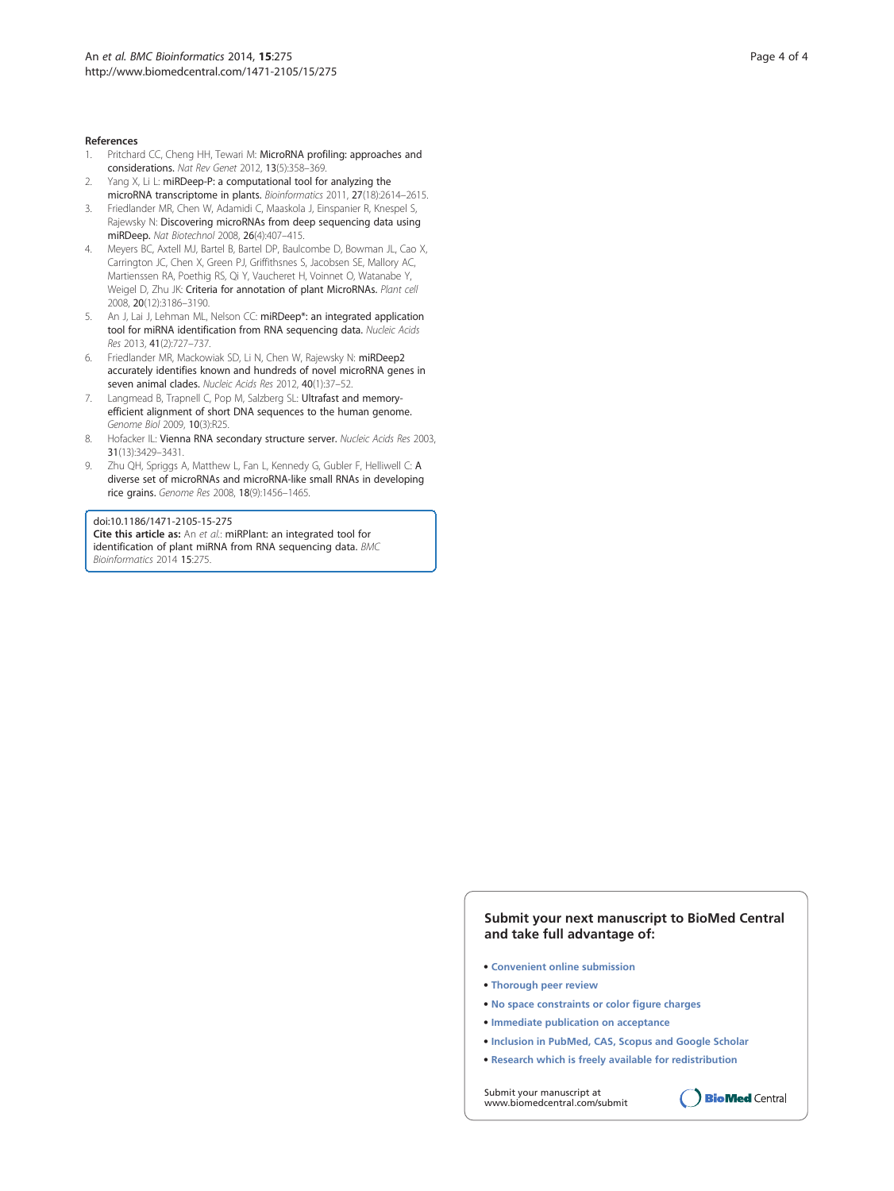## References

1. Pritchard CC, Cheng HH, Tewari M: **MicroRNA profiling: approaches and considerations.** *Nat Rev Genet* 2012, **13**(5):358–369.
2. Yang X, Li L: **miRDeep-P: a computational tool for analyzing the microRNA transcriptome in plants.** *Bioinformatics* 2011, **27**(18):2614–2615.
3. Friedlander MR, Chen W, Adamidi C, Maaskola J, Einspanier R, Knespel S, Rajewsky N: **Discovering microRNAs from deep sequencing data using miRDeep.** *Nat Biotechnol* 2008, **26**(4):407–415.
4. Meyers BC, Axtell MJ, Bartel B, Bartel DP, Baulcombe D, Bowman JL, Cao X, Carrington JC, Chen X, Green PJ, Griffithsnes S, Jacobsen SE, Mallory AC, Martienssen RA, Poethig RS, Qi Y, Vaucheret H, Voinnet O, Watanabe Y, Weigel D, Zhu JK: **Criteria for annotation of plant MicroRNAs.** *Plant cell* 2008, **20**(12):3186–3190.
5. An J, Lai J, Lehman ML, Nelson CC: **miRDeep\*: an integrated application tool for miRNA identification from RNA sequencing data.** *Nucleic Acids Res* 2013, **41**(2):727–737.
6. Friedlander MR, Mackowiak SD, Li N, Chen W, Rajewsky N: **miRDeep2 accurately identifies known and hundreds of novel microRNA genes in seven animal clades.** *Nucleic Acids Res* 2012, **40**(1):37–52.
7. Langmead B, Trapnell C, Pop M, Salzberg SL: **Ultrafast and memory-efficient alignment of short DNA sequences to the human genome.** *Genome Biol* 2009, **10**(3):R25.
8. Hofacker IL: **Vienna RNA secondary structure server.** *Nucleic Acids Res* 2003, **31**(13):3429–3431.
9. Zhu QH, Spriggs A, Matthew L, Fan L, Kennedy G, Gubler F, Helliwell C: **A diverse set of microRNAs and microRNA-like small RNAs in developing rice grains.** *Genome Res* 2008, **18**(9):1456–1465.

doi:10.1186/1471-2105-15-275
**Cite this article as:** An *et al.*: miRPlant: an integrated tool for identification of plant miRNA from RNA sequencing data. *BMC Bioinformatics* 2014 **15**:275.

**Submit your next manuscript to BioMed Central and take full advantage of:**

- Convenient online submission
- Thorough peer review
- No space constraints or color figure charges
- Immediate publication on acceptance
- Inclusion in PubMed, CAS, Scopus and Google Scholar
- Research which is freely available for redistribution

Submit your manuscript at
www.biomedcentral.com/submit

BioMed Central